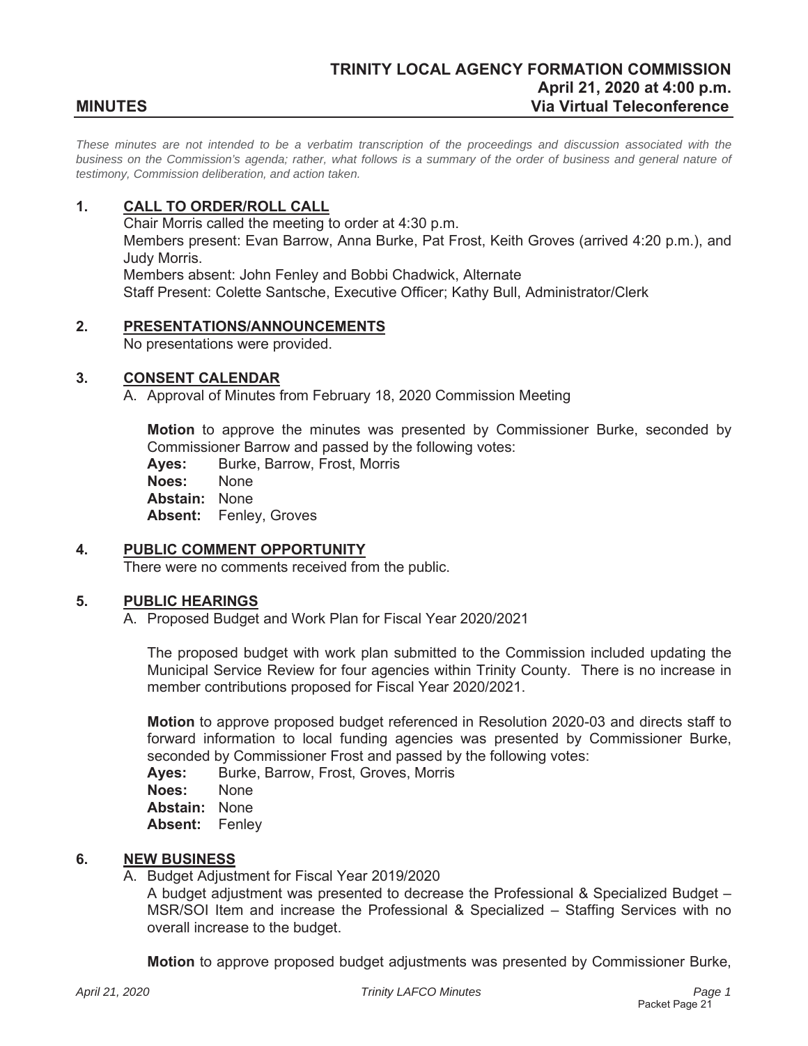# TRINITY LOCAL AGENCY FORMATION COMMISSION

## April 21, 2020 at 4:00 p.m.

## MINUTES — Via Virtual Teleconference

*These minutes are not intended to be a verbatim transcription of the proceedings and discussion associated with the business on the Commission's agenda; rather, what follows is a summary of the order of business and general nature of testimony, Commission deliberation, and action taken.*

**1. CALL TO ORDER/ROLL CALL**

Chair Morris called the meeting to order at 4:30 p.m.
Members present: Evan Barrow, Anna Burke, Pat Frost, Keith Groves (arrived 4:20 p.m.), and Judy Morris.
Members absent: John Fenley and Bobbi Chadwick, Alternate
Staff Present: Colette Santsche, Executive Officer; Kathy Bull, Administrator/Clerk

**2. PRESENTATIONS/ANNOUNCEMENTS**

No presentations were provided.

**3. CONSENT CALENDAR**

A. Approval of Minutes from February 18, 2020 Commission Meeting

**Motion** to approve the minutes was presented by Commissioner Burke, seconded by Commissioner Barrow and passed by the following votes:
**Ayes:** Burke, Barrow, Frost, Morris
**Noes:** None
**Abstain:** None
**Absent:** Fenley, Groves

**4. PUBLIC COMMENT OPPORTUNITY**

There were no comments received from the public.

**5. PUBLIC HEARINGS**

A. Proposed Budget and Work Plan for Fiscal Year 2020/2021

The proposed budget with work plan submitted to the Commission included updating the Municipal Service Review for four agencies within Trinity County. There is no increase in member contributions proposed for Fiscal Year 2020/2021.

**Motion** to approve proposed budget referenced in Resolution 2020-03 and directs staff to forward information to local funding agencies was presented by Commissioner Burke, seconded by Commissioner Frost and passed by the following votes:
**Ayes:** Burke, Barrow, Frost, Groves, Morris
**Noes:** None
**Abstain:** None
**Absent:** Fenley

**6. NEW BUSINESS**

A. Budget Adjustment for Fiscal Year 2019/2020
A budget adjustment was presented to decrease the Professional & Specialized Budget – MSR/SOI Item and increase the Professional & Specialized – Staffing Services with no overall increase to the budget.

**Motion** to approve proposed budget adjustments was presented by Commissioner Burke,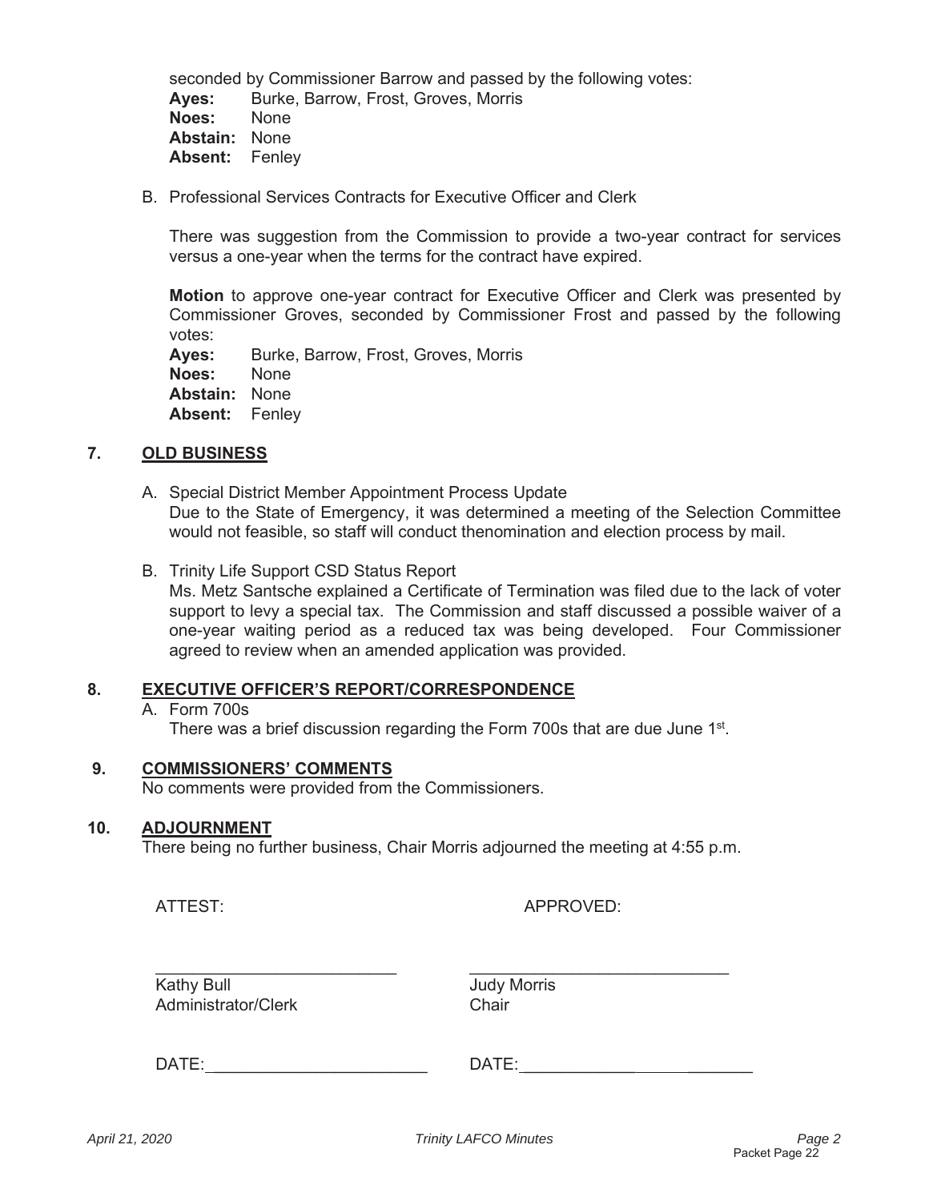seconded by Commissioner Barrow and passed by the following votes:

**Ayes:** Burke, Barrow, Frost, Groves, Morris
**Noes:** None
**Abstain:** None
**Absent:** Fenley

B. Professional Services Contracts for Executive Officer and Clerk

There was suggestion from the Commission to provide a two-year contract for services versus a one-year when the terms for the contract have expired.

**Motion** to approve one-year contract for Executive Officer and Clerk was presented by Commissioner Groves, seconded by Commissioner Frost and passed by the following votes:

**Ayes:** Burke, Barrow, Frost, Groves, Morris
**Noes:** None
**Abstain:** None
**Absent:** Fenley

## 7. OLD BUSINESS

A. Special District Member Appointment Process Update
Due to the State of Emergency, it was determined a meeting of the Selection Committee would not feasible, so staff will conduct thenomination and election process by mail.

B. Trinity Life Support CSD Status Report
Ms. Metz Santsche explained a Certificate of Termination was filed due to the lack of voter support to levy a special tax. The Commission and staff discussed a possible waiver of a one-year waiting period as a reduced tax was being developed. Four Commissioner agreed to review when an amended application was provided.

## 8. EXECUTIVE OFFICER'S REPORT/CORRESPONDENCE

A. Form 700s
There was a brief discussion regarding the Form 700s that are due June 1st.

## 9. COMMISSIONERS' COMMENTS

No comments were provided from the Commissioners.

## 10. ADJOURNMENT

There being no further business, Chair Morris adjourned the meeting at 4:55 p.m.

ATTEST: APPROVED:

\_\_\_\_\_\_\_\_\_\_\_\_\_\_\_\_\_\_\_\_\_\_\_\_\_\_ \_\_\_\_\_\_\_\_\_\_\_\_\_\_\_\_\_\_\_\_\_\_\_\_\_\_\_\_

Kathy Bull
Administrator/Clerk

Judy Morris
Chair

DATE:\_\_\_\_\_\_\_\_\_\_\_\_\_\_\_\_\_\_\_\_\_\_\_\_ DATE:\_\_\_\_\_\_\_\_\_\_\_\_\_\_\_\_\_\_\_\_\_\_\_\_\_